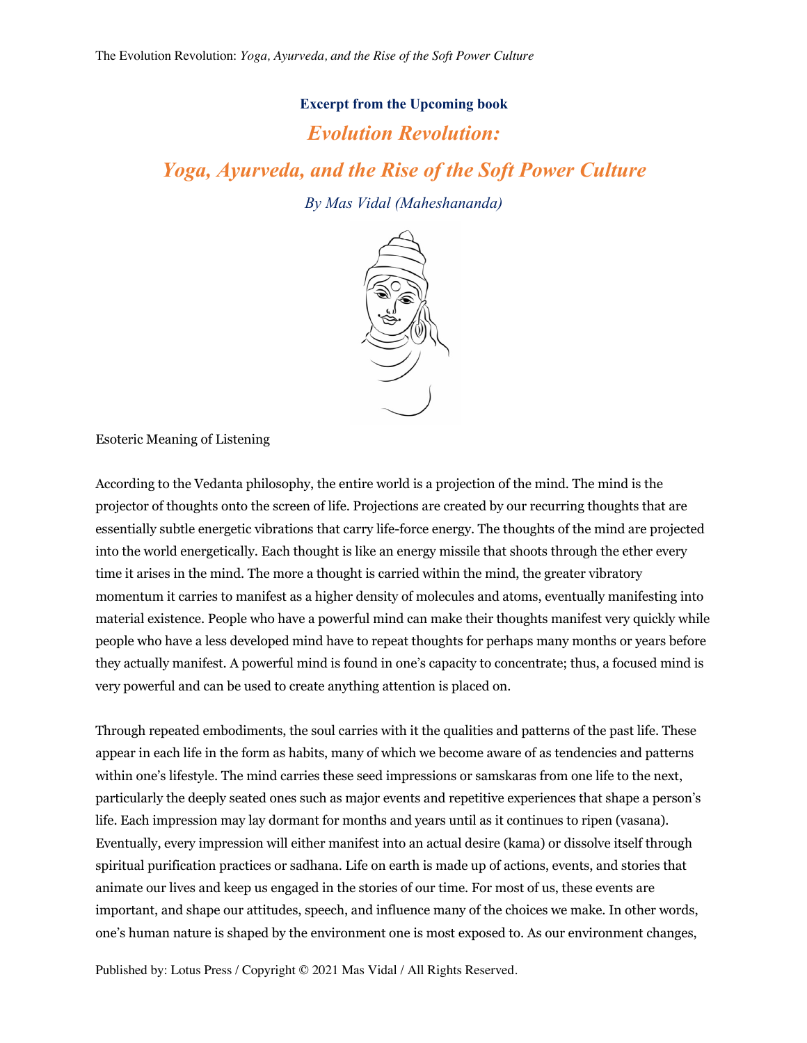**Excerpt from the Upcoming book**

# *Evolution Revolution:*
# *Yoga, Ayurveda, and the Rise of the Soft Power Culture*

*By Mas Vidal (Maheshananda)*

## Esoteric Meaning of Listening

According to the Vedanta philosophy, the entire world is a projection of the mind. The mind is the projector of thoughts onto the screen of life. Projections are created by our recurring thoughts that are essentially subtle energetic vibrations that carry life-force energy. The thoughts of the mind are projected into the world energetically. Each thought is like an energy missile that shoots through the ether every time it arises in the mind. The more a thought is carried within the mind, the greater vibratory momentum it carries to manifest as a higher density of molecules and atoms, eventually manifesting into material existence. People who have a powerful mind can make their thoughts manifest very quickly while people who have a less developed mind have to repeat thoughts for perhaps many months or years before they actually manifest. A powerful mind is found in one's capacity to concentrate; thus, a focused mind is very powerful and can be used to create anything attention is placed on.

Through repeated embodiments, the soul carries with it the qualities and patterns of the past life. These appear in each life in the form as habits, many of which we become aware of as tendencies and patterns within one's lifestyle. The mind carries these seed impressions or samskaras from one life to the next, particularly the deeply seated ones such as major events and repetitive experiences that shape a person's life. Each impression may lay dormant for months and years until as it continues to ripen (vasana). Eventually, every impression will either manifest into an actual desire (kama) or dissolve itself through spiritual purification practices or sadhana. Life on earth is made up of actions, events, and stories that animate our lives and keep us engaged in the stories of our time. For most of us, these events are important, and shape our attitudes, speech, and influence many of the choices we make. In other words, one's human nature is shaped by the environment one is most exposed to. As our environment changes,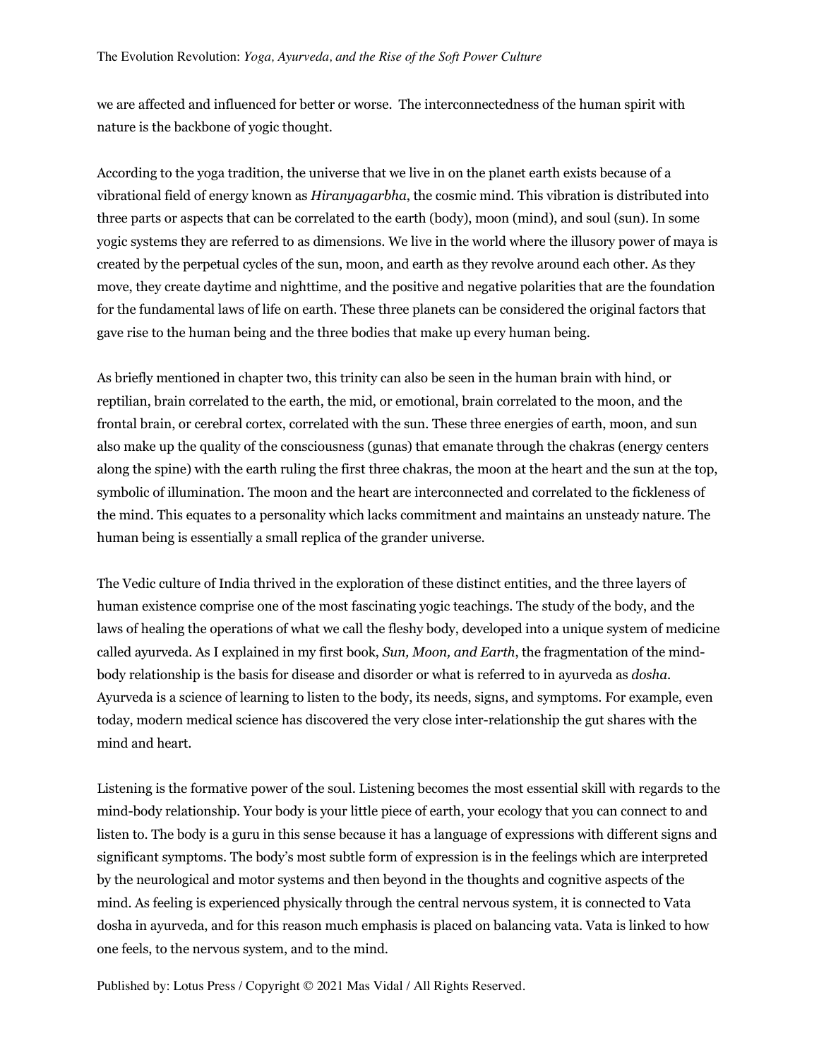we are affected and influenced for better or worse. The interconnectedness of the human spirit with nature is the backbone of yogic thought.

According to the yoga tradition, the universe that we live in on the planet earth exists because of a vibrational field of energy known as *Hiranyagarbha*, the cosmic mind. This vibration is distributed into three parts or aspects that can be correlated to the earth (body), moon (mind), and soul (sun). In some yogic systems they are referred to as dimensions. We live in the world where the illusory power of maya is created by the perpetual cycles of the sun, moon, and earth as they revolve around each other. As they move, they create daytime and nighttime, and the positive and negative polarities that are the foundation for the fundamental laws of life on earth. These three planets can be considered the original factors that gave rise to the human being and the three bodies that make up every human being.

As briefly mentioned in chapter two, this trinity can also be seen in the human brain with hind, or reptilian, brain correlated to the earth, the mid, or emotional, brain correlated to the moon, and the frontal brain, or cerebral cortex, correlated with the sun. These three energies of earth, moon, and sun also make up the quality of the consciousness (gunas) that emanate through the chakras (energy centers along the spine) with the earth ruling the first three chakras, the moon at the heart and the sun at the top, symbolic of illumination. The moon and the heart are interconnected and correlated to the fickleness of the mind. This equates to a personality which lacks commitment and maintains an unsteady nature. The human being is essentially a small replica of the grander universe.

The Vedic culture of India thrived in the exploration of these distinct entities, and the three layers of human existence comprise one of the most fascinating yogic teachings. The study of the body, and the laws of healing the operations of what we call the fleshy body, developed into a unique system of medicine called ayurveda. As I explained in my first book, *Sun, Moon, and Earth*, the fragmentation of the mind-body relationship is the basis for disease and disorder or what is referred to in ayurveda as *dosha*. Ayurveda is a science of learning to listen to the body, its needs, signs, and symptoms. For example, even today, modern medical science has discovered the very close inter-relationship the gut shares with the mind and heart.

Listening is the formative power of the soul. Listening becomes the most essential skill with regards to the mind-body relationship. Your body is your little piece of earth, your ecology that you can connect to and listen to. The body is a guru in this sense because it has a language of expressions with different signs and significant symptoms. The body's most subtle form of expression is in the feelings which are interpreted by the neurological and motor systems and then beyond in the thoughts and cognitive aspects of the mind. As feeling is experienced physically through the central nervous system, it is connected to Vata dosha in ayurveda, and for this reason much emphasis is placed on balancing vata. Vata is linked to how one feels, to the nervous system, and to the mind.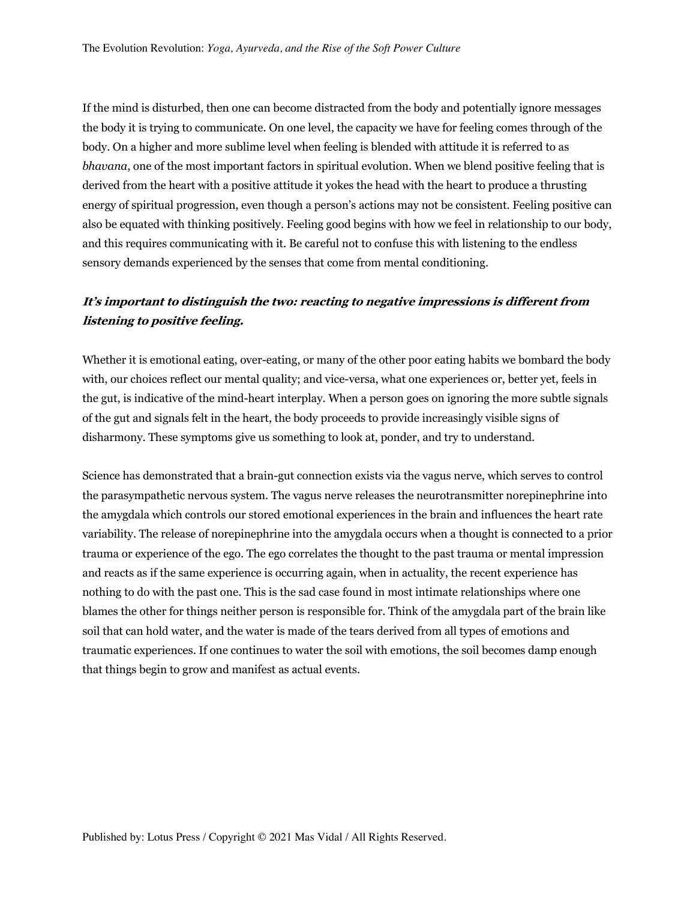If the mind is disturbed, then one can become distracted from the body and potentially ignore messages the body it is trying to communicate. On one level, the capacity we have for feeling comes through of the body. On a higher and more sublime level when feeling is blended with attitude it is referred to as *bhavana*, one of the most important factors in spiritual evolution. When we blend positive feeling that is derived from the heart with a positive attitude it yokes the head with the heart to produce a thrusting energy of spiritual progression, even though a person's actions may not be consistent. Feeling positive can also be equated with thinking positively. Feeling good begins with how we feel in relationship to our body, and this requires communicating with it. Be careful not to confuse this with listening to the endless sensory demands experienced by the senses that come from mental conditioning.

***It's important to distinguish the two: reacting to negative impressions is different from listening to positive feeling.***

Whether it is emotional eating, over-eating, or many of the other poor eating habits we bombard the body with, our choices reflect our mental quality; and vice-versa, what one experiences or, better yet, feels in the gut, is indicative of the mind-heart interplay. When a person goes on ignoring the more subtle signals of the gut and signals felt in the heart, the body proceeds to provide increasingly visible signs of disharmony. These symptoms give us something to look at, ponder, and try to understand.

Science has demonstrated that a brain-gut connection exists via the vagus nerve, which serves to control the parasympathetic nervous system. The vagus nerve releases the neurotransmitter norepinephrine into the amygdala which controls our stored emotional experiences in the brain and influences the heart rate variability. The release of norepinephrine into the amygdala occurs when a thought is connected to a prior trauma or experience of the ego. The ego correlates the thought to the past trauma or mental impression and reacts as if the same experience is occurring again, when in actuality, the recent experience has nothing to do with the past one. This is the sad case found in most intimate relationships where one blames the other for things neither person is responsible for. Think of the amygdala part of the brain like soil that can hold water, and the water is made of the tears derived from all types of emotions and traumatic experiences. If one continues to water the soil with emotions, the soil becomes damp enough that things begin to grow and manifest as actual events.